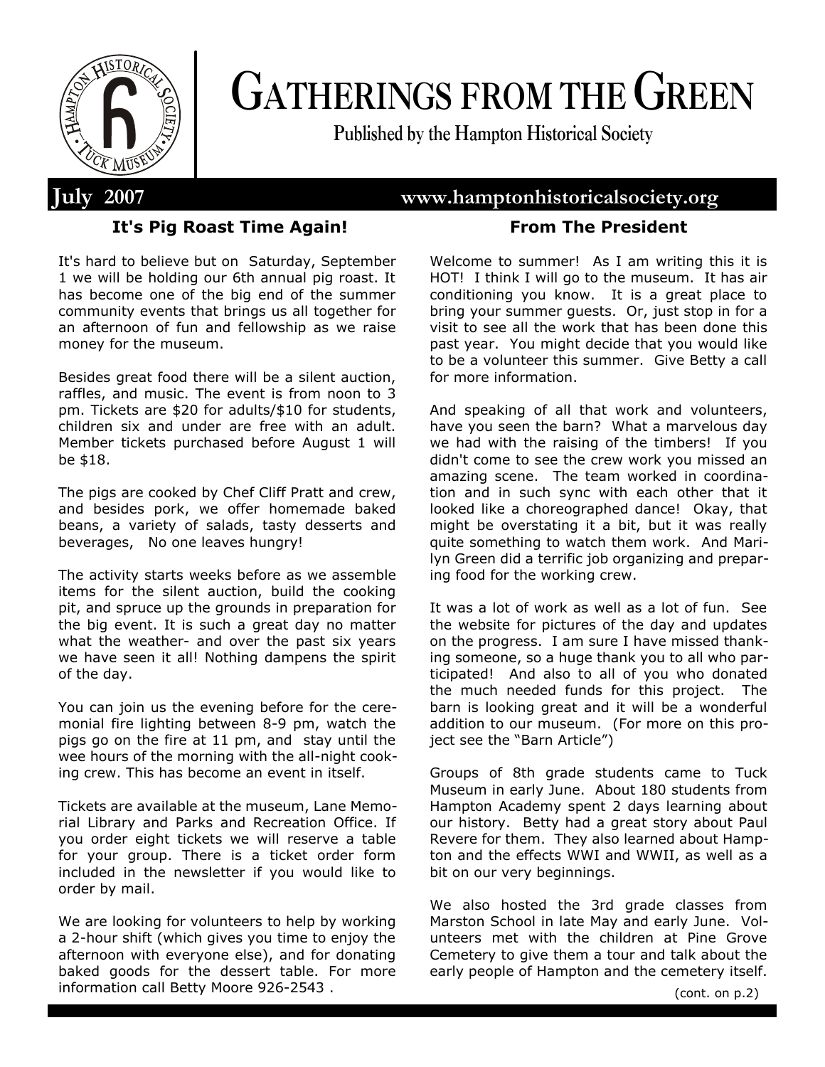# GATHERINGS FROM THE GREEN

**Published by the Hampton Historical Society**

**July 2007** **www.hamptonhistoricalsociety.org**

## It's Pig Roast Time Again!

It's hard to believe but on Saturday, September 1 we will be holding our 6th annual pig roast. It has become one of the big end of the summer community events that brings us all together for an afternoon of fun and fellowship as we raise money for the museum.

Besides great food there will be a silent auction, raffles, and music. The event is from noon to 3 pm. Tickets are $20 for adults/$10 for students, children six and under are free with an adult. Member tickets purchased before August 1 will be $18.

The pigs are cooked by Chef Cliff Pratt and crew, and besides pork, we offer homemade baked beans, a variety of salads, tasty desserts and beverages, No one leaves hungry!

The activity starts weeks before as we assemble items for the silent auction, build the cooking pit, and spruce up the grounds in preparation for the big event. It is such a great day no matter what the weather- and over the past six years we have seen it all! Nothing dampens the spirit of the day.

You can join us the evening before for the ceremonial fire lighting between 8-9 pm, watch the pigs go on the fire at 11 pm, and stay until the wee hours of the morning with the all-night cooking crew. This has become an event in itself.

Tickets are available at the museum, Lane Memorial Library and Parks and Recreation Office. If you order eight tickets we will reserve a table for your group. There is a ticket order form included in the newsletter if you would like to order by mail.

We are looking for volunteers to help by working a 2-hour shift (which gives you time to enjoy the afternoon with everyone else), and for donating baked goods for the dessert table. For more information call Betty Moore 926-2543 .

## From The President

Welcome to summer! As I am writing this it is HOT! I think I will go to the museum. It has air conditioning you know. It is a great place to bring your summer guests. Or, just stop in for a visit to see all the work that has been done this past year. You might decide that you would like to be a volunteer this summer. Give Betty a call for more information.

And speaking of all that work and volunteers, have you seen the barn? What a marvelous day we had with the raising of the timbers! If you didn't come to see the crew work you missed an amazing scene. The team worked in coordination and in such sync with each other that it looked like a choreographed dance! Okay, that might be overstating it a bit, but it was really quite something to watch them work. And Marilyn Green did a terrific job organizing and preparing food for the working crew.

It was a lot of work as well as a lot of fun. See the website for pictures of the day and updates on the progress. I am sure I have missed thanking someone, so a huge thank you to all who participated! And also to all of you who donated the much needed funds for this project. The barn is looking great and it will be a wonderful addition to our museum. (For more on this project see the "Barn Article")

Groups of 8th grade students came to Tuck Museum in early June. About 180 students from Hampton Academy spent 2 days learning about our history. Betty had a great story about Paul Revere for them. They also learned about Hampton and the effects WWI and WWII, as well as a bit on our very beginnings.

We also hosted the 3rd grade classes from Marston School in late May and early June. Volunteers met with the children at Pine Grove Cemetery to give them a tour and talk about the early people of Hampton and the cemetery itself.

(cont. on p.2)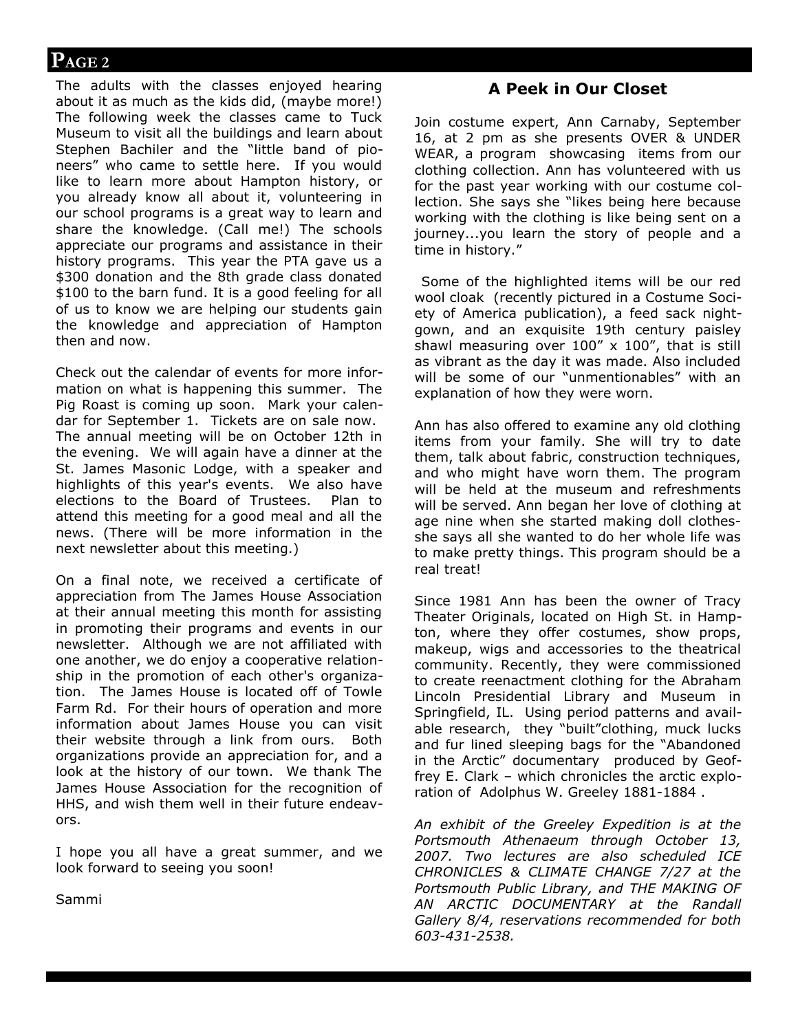The adults with the classes enjoyed hearing about it as much as the kids did, (maybe more!) The following week the classes came to Tuck Museum to visit all the buildings and learn about Stephen Bachiler and the "little band of pioneers" who came to settle here. If you would like to learn more about Hampton history, or you already know all about it, volunteering in our school programs is a great way to learn and share the knowledge. (Call me!) The schools appreciate our programs and assistance in their history programs. This year the PTA gave us a $300 donation and the 8th grade class donated $100 to the barn fund. It is a good feeling for all of us to know we are helping our students gain the knowledge and appreciation of Hampton then and now.

Check out the calendar of events for more information on what is happening this summer. The Pig Roast is coming up soon. Mark your calendar for September 1. Tickets are on sale now. The annual meeting will be on October 12th in the evening. We will again have a dinner at the St. James Masonic Lodge, with a speaker and highlights of this year's events. We also have elections to the Board of Trustees. Plan to attend this meeting for a good meal and all the news. (There will be more information in the next newsletter about this meeting.)

On a final note, we received a certificate of appreciation from The James House Association at their annual meeting this month for assisting in promoting their programs and events in our newsletter. Although we are not affiliated with one another, we do enjoy a cooperative relationship in the promotion of each other's organization. The James House is located off of Towle Farm Rd. For their hours of operation and more information about James House you can visit their website through a link from ours. Both organizations provide an appreciation for, and a look at the history of our town. We thank The James House Association for the recognition of HHS, and wish them well in their future endeavors.

I hope you all have a great summer, and we look forward to seeing you soon!

Sammi

## A Peek in Our Closet

Join costume expert, Ann Carnaby, September 16, at 2 pm as she presents OVER & UNDER WEAR, a program showcasing items from our clothing collection. Ann has volunteered with us for the past year working with our costume collection. She says she "likes being here because working with the clothing is like being sent on a journey...you learn the story of people and a time in history."

Some of the highlighted items will be our red wool cloak (recently pictured in a Costume Society of America publication), a feed sack nightgown, and an exquisite 19th century paisley shawl measuring over 100" x 100", that is still as vibrant as the day it was made. Also included will be some of our "unmentionables" with an explanation of how they were worn.

Ann has also offered to examine any old clothing items from your family. She will try to date them, talk about fabric, construction techniques, and who might have worn them. The program will be held at the museum and refreshments will be served. Ann began her love of clothing at age nine when she started making doll clothes- she says all she wanted to do her whole life was to make pretty things. This program should be a real treat!

Since 1981 Ann has been the owner of Tracy Theater Originals, located on High St. in Hampton, where they offer costumes, show props, makeup, wigs and accessories to the theatrical community. Recently, they were commissioned to create reenactment clothing for the Abraham Lincoln Presidential Library and Museum in Springfield, IL. Using period patterns and available research, they "built"clothing, muck lucks and fur lined sleeping bags for the "Abandoned in the Arctic" documentary produced by Geoffrey E. Clark – which chronicles the arctic exploration of Adolphus W. Greeley 1881-1884 .

*An exhibit of the Greeley Expedition is at the Portsmouth Athenaeum through October 13, 2007. Two lectures are also scheduled ICE CHRONICLES & CLIMATE CHANGE 7/27 at the Portsmouth Public Library, and THE MAKING OF AN ARCTIC DOCUMENTARY at the Randall Gallery 8/4, reservations recommended for both 603-431-2538.*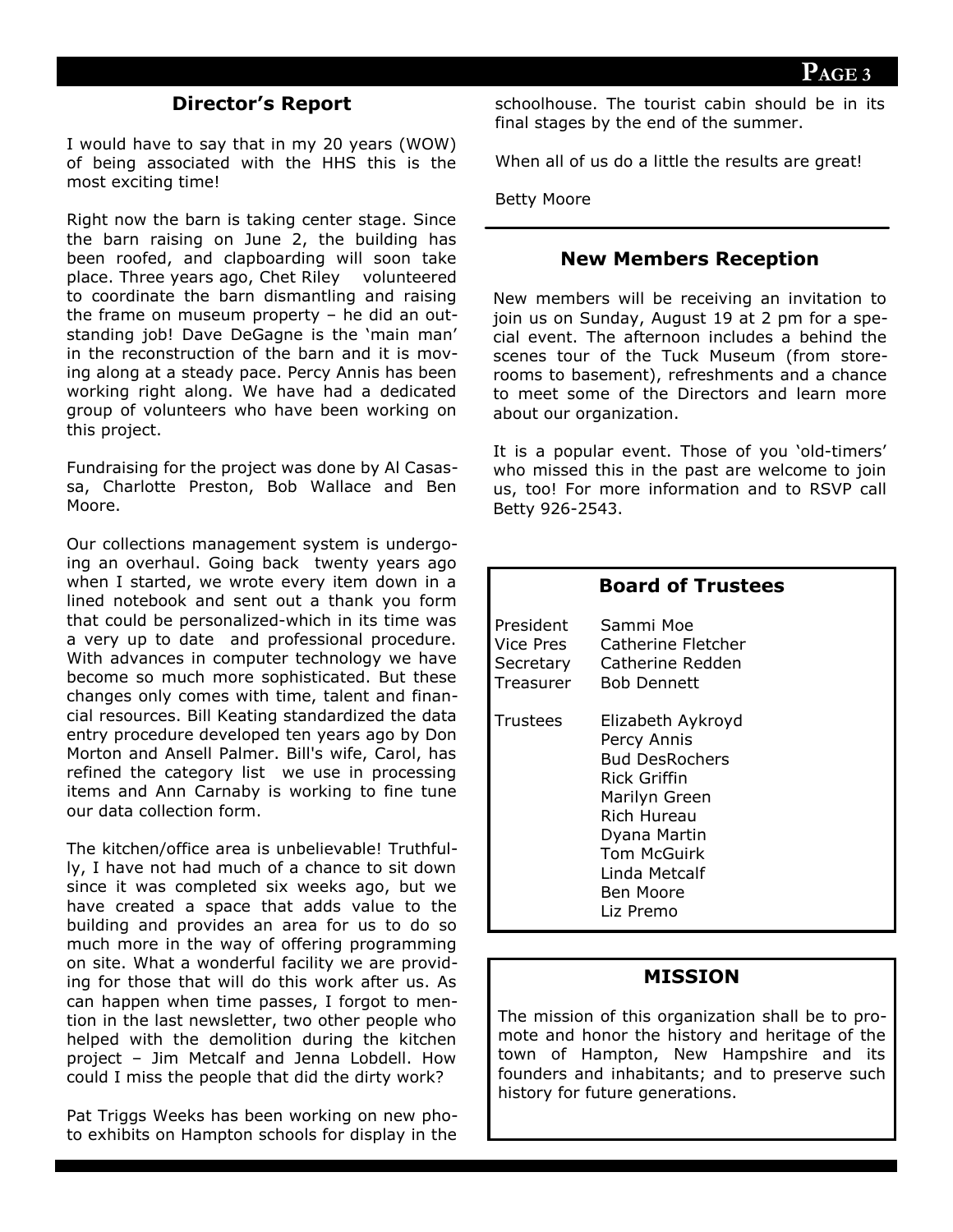## Director's Report

I would have to say that in my 20 years (WOW) of being associated with the HHS this is the most exciting time!

Right now the barn is taking center stage. Since the barn raising on June 2, the building has been roofed, and clapboarding will soon take place. Three years ago, Chet Riley volunteered to coordinate the barn dismantling and raising the frame on museum property – he did an outstanding job! Dave DeGagne is the 'main man' in the reconstruction of the barn and it is moving along at a steady pace. Percy Annis has been working right along. We have had a dedicated group of volunteers who have been working on this project.

Fundraising for the project was done by Al Casassa, Charlotte Preston, Bob Wallace and Ben Moore.

Our collections management system is undergoing an overhaul. Going back twenty years ago when I started, we wrote every item down in a lined notebook and sent out a thank you form that could be personalized-which in its time was a very up to date and professional procedure. With advances in computer technology we have become so much more sophisticated. But these changes only comes with time, talent and financial resources. Bill Keating standardized the data entry procedure developed ten years ago by Don Morton and Ansell Palmer. Bill's wife, Carol, has refined the category list we use in processing items and Ann Carnaby is working to fine tune our data collection form.

The kitchen/office area is unbelievable! Truthfully, I have not had much of a chance to sit down since it was completed six weeks ago, but we have created a space that adds value to the building and provides an area for us to do so much more in the way of offering programming on site. What a wonderful facility we are providing for those that will do this work after us. As can happen when time passes, I forgot to mention in the last newsletter, two other people who helped with the demolition during the kitchen project – Jim Metcalf and Jenna Lobdell. How could I miss the people that did the dirty work?

Pat Triggs Weeks has been working on new photo exhibits on Hampton schools for display in the schoolhouse. The tourist cabin should be in its final stages by the end of the summer.

When all of us do a little the results are great!

Betty Moore

## New Members Reception

New members will be receiving an invitation to join us on Sunday, August 19 at 2 pm for a special event. The afternoon includes a behind the scenes tour of the Tuck Museum (from storerooms to basement), refreshments and a chance to meet some of the Directors and learn more about our organization.

It is a popular event. Those of you 'old-timers' who missed this in the past are welcome to join us, too! For more information and to RSVP call Betty 926-2543.

## Board of Trustees

| | |
|---|---|
| President | Sammi Moe |
| Vice Pres | Catherine Fletcher |
| Secretary | Catherine Redden |
| Treasurer | Bob Dennett |
| Trustees | Elizabeth Aykroyd |
| | Percy Annis |
| | Bud DesRochers |
| | Rick Griffin |
| | Marilyn Green |
| | Rich Hureau |
| | Dyana Martin |
| | Tom McGuirk |
| | Linda Metcalf |
| | Ben Moore |
| | Liz Premo |

## MISSION

The mission of this organization shall be to promote and honor the history and heritage of the town of Hampton, New Hampshire and its founders and inhabitants; and to preserve such history for future generations.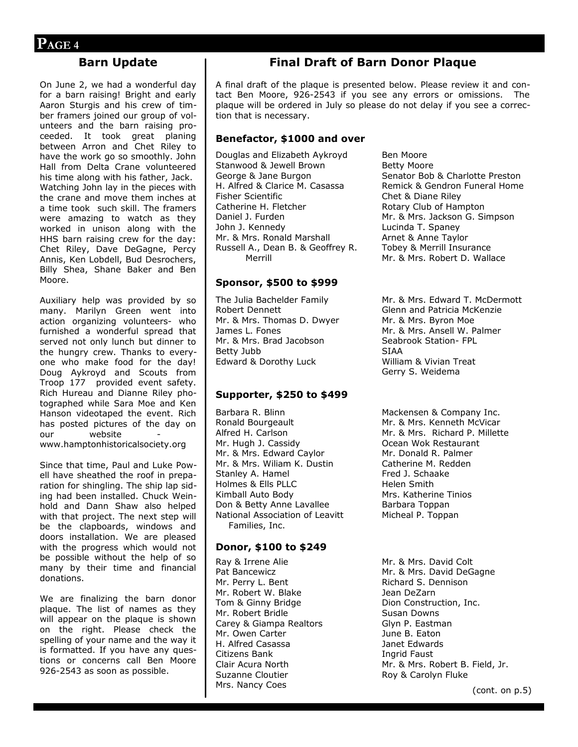## Barn Update

On June 2, we had a wonderful day for a barn raising! Bright and early Aaron Sturgis and his crew of timber framers joined our group of volunteers and the barn raising proceeded. It took great planing between Arron and Chet Riley to have the work go so smoothly. John Hall from Delta Crane volunteered his time along with his father, Jack. Watching John lay in the pieces with the crane and move them inches at a time took such skill. The framers were amazing to watch as they worked in unison along with the HHS barn raising crew for the day: Chet Riley, Dave DeGagne, Percy Annis, Ken Lobdell, Bud Desrochers, Billy Shea, Shane Baker and Ben Moore.

Auxiliary help was provided by so many. Marilyn Green went into action organizing volunteers- who furnished a wonderful spread that served not only lunch but dinner to the hungry crew. Thanks to everyone who make food for the day! Doug Aykroyd and Scouts from Troop 177 provided event safety. Rich Hureau and Dianne Riley photographed while Sara Moe and Ken Hanson videotaped the event. Rich has posted pictures of the day on our website - www.hamptonhistoricalsociety.org

Since that time, Paul and Luke Powell have sheathed the roof in preparation for shingling. The ship lap siding had been installed. Chuck Weinhold and Dann Shaw also helped with that project. The next step will be the clapboards, windows and doors installation. We are pleased with the progress which would not be possible without the help of so many by their time and financial donations.

We are finalizing the barn donor plaque. The list of names as they will appear on the plaque is shown on the right. Please check the spelling of your name and the way it is formatted. If you have any questions or concerns call Ben Moore 926-2543 as soon as possible.

## Final Draft of Barn Donor Plaque

A final draft of the plaque is presented below. Please review it and contact Ben Moore, 926-2543 if you see any errors or omissions. The plaque will be ordered in July so please do not delay if you see a correction that is necessary.

### Benefactor, $1000 and over

Douglas and Elizabeth Aykroyd
Stanwood & Jewell Brown
George & Jane Burgon
H. Alfred & Clarice M. Casassa
Fisher Scientific
Catherine H. Fletcher
Daniel J. Furden
John J. Kennedy
Mr. & Mrs. Ronald Marshall
Russell A., Dean B. & Geoffrey R. Merrill
Ben Moore
Betty Moore
Senator Bob & Charlotte Preston
Remick & Gendron Funeral Home
Chet & Diane Riley
Rotary Club of Hampton
Mr. & Mrs. Jackson G. Simpson
Lucinda T. Spaney
Arnet & Anne Taylor
Tobey & Merrill Insurance
Mr. & Mrs. Robert D. Wallace

### Sponsor, $500 to $999

The Julia Bachelder Family
Robert Dennett
Mr. & Mrs. Thomas D. Dwyer
James L. Fones
Mr. & Mrs. Brad Jacobson
Betty Jubb
Edward & Dorothy Luck
Mr. & Mrs. Edward T. McDermott
Glenn and Patricia McKenzie
Mr. & Mrs. Byron Moe
Mr. & Mrs. Ansell W. Palmer
Seabrook Station- FPL
SIAA
William & Vivian Treat
Gerry S. Weidema

### Supporter, $250 to $499

Barbara R. Blinn
Ronald Bourgeault
Alfred H. Carlson
Mr. Hugh J. Cassidy
Mr. & Mrs. Edward Caylor
Mr. & Mrs. Wiliam K. Dustin
Stanley A. Hamel
Holmes & Ells PLLC
Kimball Auto Body
Don & Betty Anne Lavallee
National Association of Leavitt Families, Inc.
Mackensen & Company Inc.
Mr. & Mrs. Kenneth McVicar
Mr. & Mrs. Richard P. Millette
Ocean Wok Restaurant
Mr. Donald R. Palmer
Catherine M. Redden
Fred J. Schaake
Helen Smith
Mrs. Katherine Tinios
Barbara Toppan
Micheal P. Toppan

### Donor, $100 to $249

Ray & Irrene Alie
Pat Bancewicz
Mr. Perry L. Bent
Mr. Robert W. Blake
Tom & Ginny Bridge
Mr. Robert Bridle
Carey & Giampa Realtors
Mr. Owen Carter
H. Alfred Casassa
Citizens Bank
Clair Acura North
Suzanne Cloutier
Mrs. Nancy Coes
Mr. & Mrs. David Colt
Mr. & Mrs. David DeGagne
Richard S. Dennison
Jean DeZarn
Dion Construction, Inc.
Susan Downs
Glyn P. Eastman
June B. Eaton
Janet Edwards
Ingrid Faust
Mr. & Mrs. Robert B. Field, Jr.
Roy & Carolyn Fluke

(cont. on p.5)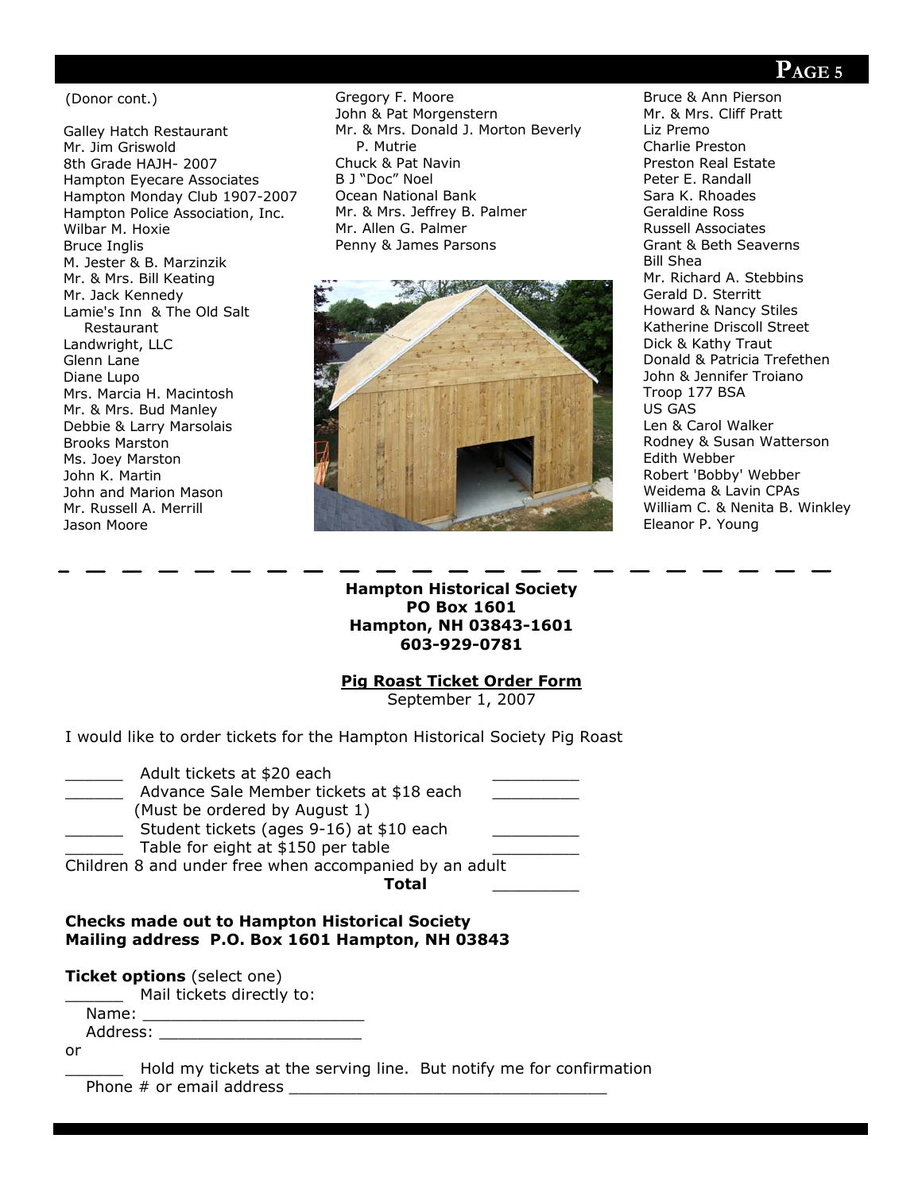(Donor cont.)

Galley Hatch Restaurant
Mr. Jim Griswold
8th Grade HAJH- 2007
Hampton Eyecare Associates
Hampton Monday Club 1907-2007
Hampton Police Association, Inc.
Wilbar M. Hoxie
Bruce Inglis
M. Jester & B. Marzinzik
Mr. & Mrs. Bill Keating
Mr. Jack Kennedy
Lamie's Inn & The Old Salt Restaurant
Landwright, LLC
Glenn Lane
Diane Lupo
Mrs. Marcia H. Macintosh
Mr. & Mrs. Bud Manley
Debbie & Larry Marsolais
Brooks Marston
Ms. Joey Marston
John K. Martin
John and Marion Mason
Mr. Russell A. Merrill
Jason Moore
Gregory F. Moore
John & Pat Morgenstern
Mr. & Mrs. Donald J. Morton Beverly P. Mutrie
Chuck & Pat Navin
B J "Doc" Noel
Ocean National Bank
Mr. & Mrs. Jeffrey B. Palmer
Mr. Allen G. Palmer
Penny & James Parsons
Bruce & Ann Pierson
Mr. & Mrs. Cliff Pratt
Liz Premo
Charlie Preston
Preston Real Estate
Peter E. Randall
Sara K. Rhoades
Geraldine Ross
Russell Associates
Grant & Beth Seaverns
Bill Shea
Mr. Richard A. Stebbins
Gerald D. Sterritt
Howard & Nancy Stiles
Katherine Driscoll Street
Dick & Kathy Traut
Donald & Patricia Trefethen
John & Jennifer Troiano
Troop 177 BSA
US GAS
Len & Carol Walker
Rodney & Susan Watterson
Edith Webber
Robert 'Bobby' Webber
Weidema & Lavin CPAs
William C. & Nenita B. Winkley
Eleanor P. Young

---

**Hampton Historical Society**
**PO Box 1601**
**Hampton, NH 03843-1601**
**603-929-0781**

**Pig Roast Ticket Order Form**
September 1, 2007

I would like to order tickets for the Hampton Historical Society Pig Roast

______ Adult tickets at $20 each ________
______ Advance Sale Member tickets at $18 each ________
(Must be ordered by August 1)
______ Student tickets (ages 9-16) at $10 each ________
______ Table for eight at $150 per table ________
Children 8 and under free when accompanied by an adult
**Total** ________

**Checks made out to Hampton Historical Society**
**Mailing address P.O. Box 1601 Hampton, NH 03843**

**Ticket options** (select one)
______ Mail tickets directly to:
Name: ______________________
Address: ____________________
or
______ Hold my tickets at the serving line. But notify me for confirmation
Phone # or email address ________________________________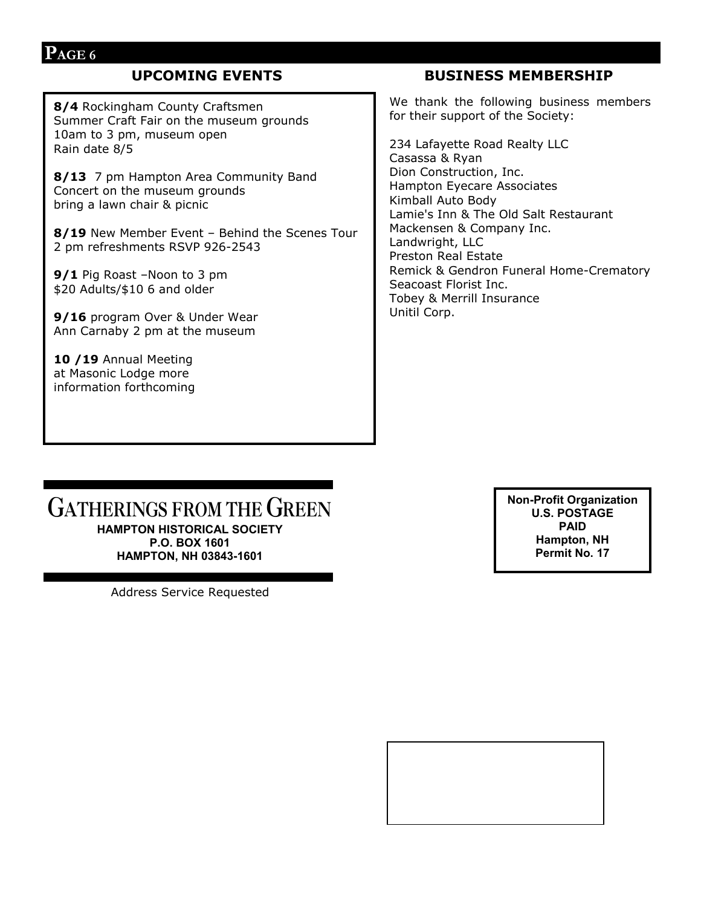## UPCOMING EVENTS

**8/4** Rockingham County Craftsmen
Summer Craft Fair on the museum grounds
10am to 3 pm, museum open
Rain date 8/5

**8/13** 7 pm Hampton Area Community Band
Concert on the museum grounds
bring a lawn chair & picnic

**8/19** New Member Event – Behind the Scenes Tour
2 pm refreshments RSVP 926-2543

**9/1** Pig Roast –Noon to 3 pm
$20 Adults/$10 6 and older

**9/16** program Over & Under Wear
Ann Carnaby 2 pm at the museum

**10 /19** Annual Meeting
at Masonic Lodge more
information forthcoming

## BUSINESS MEMBERSHIP

We thank the following business members for their support of the Society:

234 Lafayette Road Realty LLC
Casassa & Ryan
Dion Construction, Inc.
Hampton Eyecare Associates
Kimball Auto Body
Lamie's Inn & The Old Salt Restaurant
Mackensen & Company Inc.
Landwright, LLC
Preston Real Estate
Remick & Gendron Funeral Home-Crematory
Seacoast Florist Inc.
Tobey & Merrill Insurance
Unitil Corp.

# GATHERINGS FROM THE GREEN

**HAMPTON HISTORICAL SOCIETY**
**P.O. BOX 1601**
**HAMPTON, NH 03843-1601**

Address Service Requested

**Non-Profit Organization**
**U.S. POSTAGE**
**PAID**
**Hampton, NH**
**Permit No. 17**